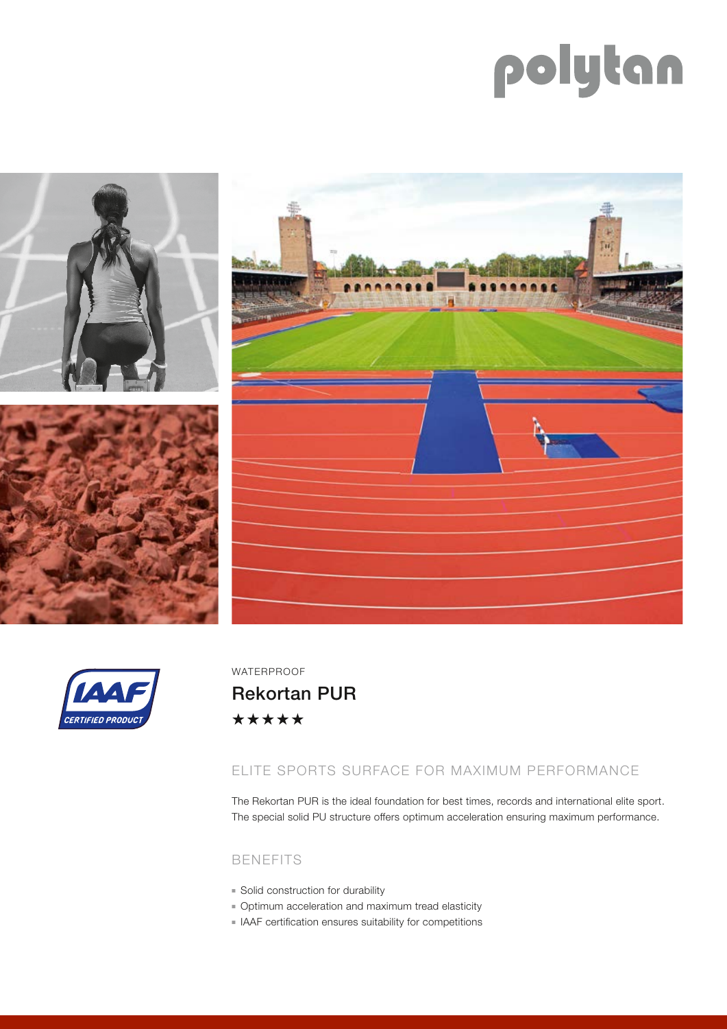polytan

IAAF CERTIFIED PRODUCT

WATERPROOF

# Rekortan PUR

★★★★★

## ELITE SPORTS SURFACE FOR MAXIMUM PERFORMANCE

The Rekortan PUR is the ideal foundation for best times, records and international elite sport. The special solid PU structure offers optimum acceleration ensuring maximum performance.

## BENEFITS

- Solid construction for durability
- Optimum acceleration and maximum tread elasticity
- IAAF certification ensures suitability for competitions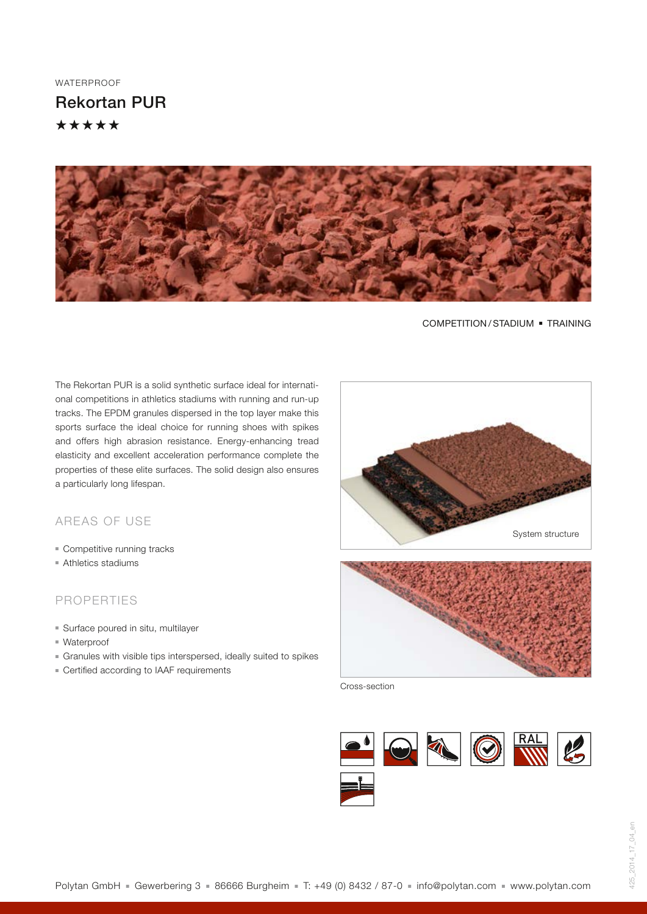WATERPROOF

# Rekortan PUR

★★★★★

COMPETITION / STADIUM ▪ TRAINING

The Rekortan PUR is a solid synthetic surface ideal for international competitions in athletics stadiums with running and run-up tracks. The EPDM granules dispersed in the top layer make this sports surface the ideal choice for running shoes with spikes and offers high abrasion resistance. Energy-enhancing tread elasticity and excellent acceleration performance complete the properties of these elite surfaces. The solid design also ensures a particularly long lifespan.

## AREAS OF USE

- Competitive running tracks
- Athletics stadiums

## PROPERTIES

- Surface poured in situ, multilayer
- Waterproof
- Granules with visible tips interspersed, ideally suited to spikes
- Certified according to IAAF requirements

System structure

Cross-section

RAL

Polytan GmbH ▪ Gewerbering 3 ▪ 86666 Burgheim ▪ T: +49 (0) 8432 / 87-0 ▪ info@polytan.com ▪ www.polytan.com

425_2014_17_04_en